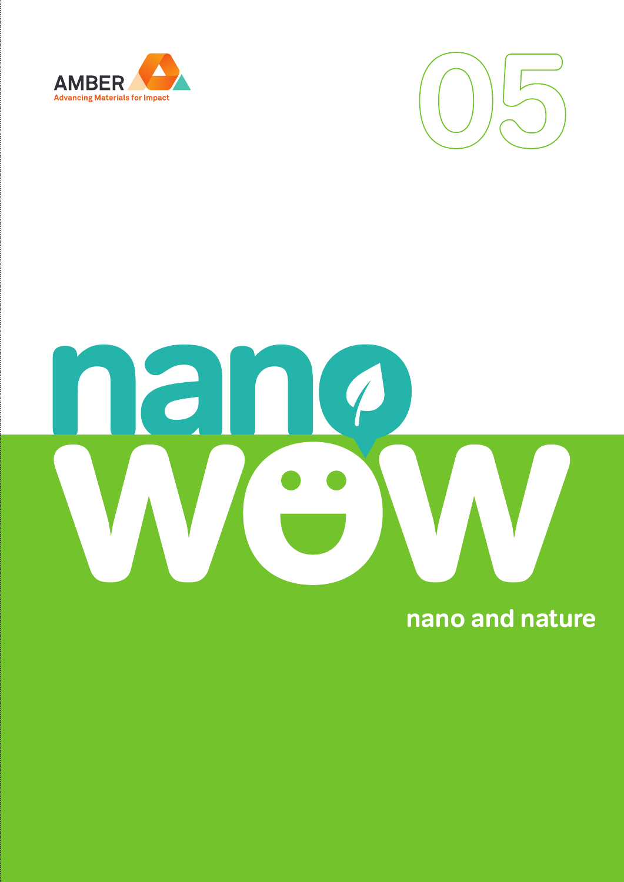AMBER

Advancing Materials for Impact

05

# nano wow

## nano and nature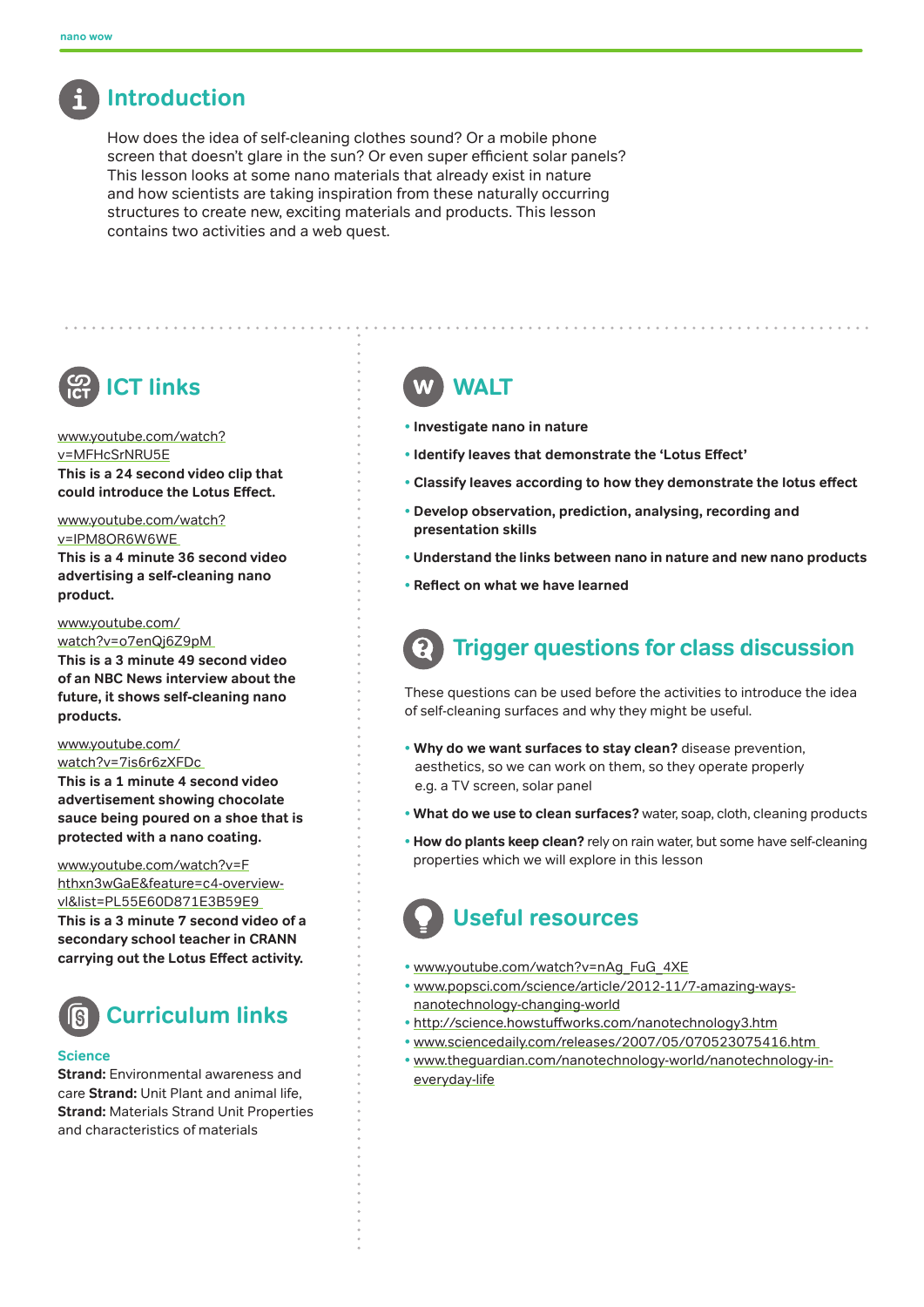## Introduction

How does the idea of self-cleaning clothes sound? Or a mobile phone screen that doesn't glare in the sun? Or even super efficient solar panels? This lesson looks at some nano materials that already exist in nature and how scientists are taking inspiration from these naturally occurring structures to create new, exciting materials and products. This lesson contains two activities and a web quest.

## ICT links

www.youtube.com/watch?v=MFHcSrNRU5E
**This is a 24 second video clip that could introduce the Lotus Effect.**

www.youtube.com/watch?v=IPM8OR6W6WE
**This is a 4 minute 36 second video advertising a self-cleaning nano product.**

www.youtube.com/watch?v=o7enQj6Z9pM
**This is a 3 minute 49 second video of an NBC News interview about the future, it shows self-cleaning nano products.**

www.youtube.com/watch?v=7is6r6zXFDc
**This is a 1 minute 4 second video advertisement showing chocolate sauce being poured on a shoe that is protected with a nano coating.**

www.youtube.com/watch?v=Fhthxn3wGaE&feature=c4-overview-vl&list=PL55E60D871E3B59E9
**This is a 3 minute 7 second video of a secondary school teacher in CRANN carrying out the Lotus Effect activity.**

## Curriculum links

### Science

**Strand:** Environmental awareness and care **Strand:** Unit Plant and animal life, **Strand:** Materials Strand Unit Properties and characteristics of materials

## WALT

- **Investigate nano in nature**
- **Identify leaves that demonstrate the 'Lotus Effect'**
- **Classify leaves according to how they demonstrate the lotus effect**
- **Develop observation, prediction, analysing, recording and presentation skills**
- **Understand the links between nano in nature and new nano products**
- **Reflect on what we have learned**

## Trigger questions for class discussion

These questions can be used before the activities to introduce the idea of self-cleaning surfaces and why they might be useful.

- **Why do we want surfaces to stay clean?** disease prevention, aesthetics, so we can work on them, so they operate properly e.g. a TV screen, solar panel
- **What do we use to clean surfaces?** water, soap, cloth, cleaning products
- **How do plants keep clean?** rely on rain water, but some have self-cleaning properties which we will explore in this lesson

## Useful resources

- www.youtube.com/watch?v=nAg_FuG_4XE
- www.popsci.com/science/article/2012-11/7-amazing-ways-nanotechnology-changing-world
- http://science.howstuffworks.com/nanotechnology3.htm
- www.sciencedaily.com/releases/2007/05/070523075416.htm
- www.theguardian.com/nanotechnology-world/nanotechnology-in-everyday-life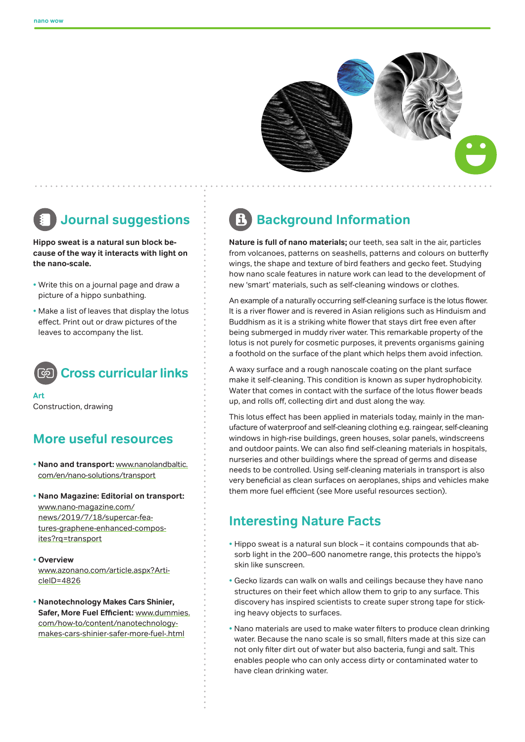## Journal suggestions

**Hippo sweat is a natural sun block because of the way it interacts with light on the nano-scale.**

- Write this on a journal page and draw a picture of a hippo sunbathing.
- Make a list of leaves that display the lotus effect. Print out or draw pictures of the leaves to accompany the list.

## Cross curricular links

**Art**

Construction, drawing

## More useful resources

- **Nano and transport:** www.nanolandbaltic.com/en/nano-solutions/transport
- **Nano Magazine: Editorial on transport:** www.nano-magazine.com/news/2019/7/18/supercar-features-graphene-enhanced-composites?rq=transport
- **Overview** www.azonano.com/article.aspx?ArticleID=4826
- **Nanotechnology Makes Cars Shinier, Safer, More Fuel Efficient:** www.dummies.com/how-to/content/nanotechnology-makes-cars-shinier-safer-more-fuel-.html

## Background Information

**Nature is full of nano materials;** our teeth, sea salt in the air, particles from volcanoes, patterns on seashells, patterns and colours on butterfly wings, the shape and texture of bird feathers and gecko feet. Studying how nano scale features in nature work can lead to the development of new 'smart' materials, such as self-cleaning windows or clothes.

An example of a naturally occurring self-cleaning surface is the lotus flower. It is a river flower and is revered in Asian religions such as Hinduism and Buddhism as it is a striking white flower that stays dirt free even after being submerged in muddy river water. This remarkable property of the lotus is not purely for cosmetic purposes, it prevents organisms gaining a foothold on the surface of the plant which helps them avoid infection.

A waxy surface and a rough nanoscale coating on the plant surface make it self-cleaning. This condition is known as super hydrophobicity. Water that comes in contact with the surface of the lotus flower beads up, and rolls off, collecting dirt and dust along the way.

This lotus effect has been applied in materials today, mainly in the manufacture of waterproof and self-cleaning clothing e.g. raingear, self-cleaning windows in high-rise buildings, green houses, solar panels, windscreens and outdoor paints. We can also find self-cleaning materials in hospitals, nurseries and other buildings where the spread of germs and disease needs to be controlled. Using self-cleaning materials in transport is also very beneficial as clean surfaces on aeroplanes, ships and vehicles make them more fuel efficient (see More useful resources section).

## Interesting Nature Facts

- Hippo sweat is a natural sun block – it contains compounds that absorb light in the 200–600 nanometre range, this protects the hippo's skin like sunscreen.
- Gecko lizards can walk on walls and ceilings because they have nano structures on their feet which allow them to grip to any surface. This discovery has inspired scientists to create super strong tape for sticking heavy objects to surfaces.
- Nano materials are used to make water filters to produce clean drinking water. Because the nano scale is so small, filters made at this size can not only filter dirt out of water but also bacteria, fungi and salt. This enables people who can only access dirty or contaminated water to have clean drinking water.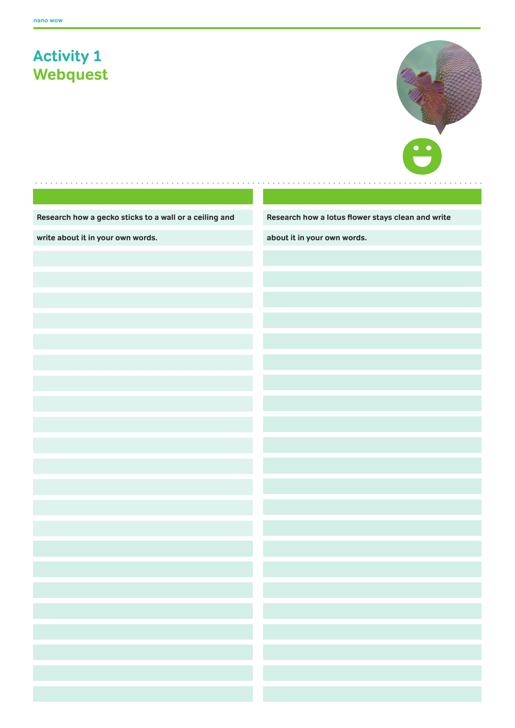# Activity 1
## Webquest

Research how a gecko sticks to a wall or a ceiling and write about it in your own words.

Research how a lotus flower stays clean and write about it in your own words.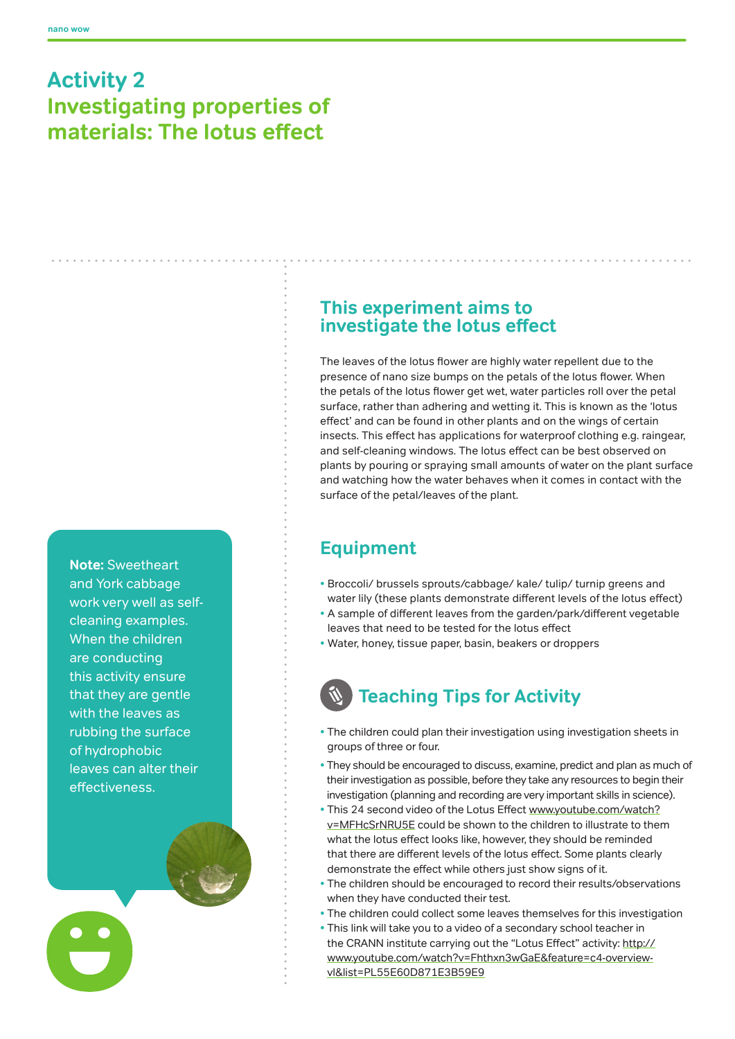# Activity 2
# Investigating properties of materials: The lotus effect

## This experiment aims to investigate the lotus effect

The leaves of the lotus flower are highly water repellent due to the presence of nano size bumps on the petals of the lotus flower. When the petals of the lotus flower get wet, water particles roll over the petal surface, rather than adhering and wetting it. This is known as the 'lotus effect' and can be found in other plants and on the wings of certain insects. This effect has applications for waterproof clothing e.g. raingear, and self-cleaning windows. The lotus effect can be best observed on plants by pouring or spraying small amounts of water on the plant surface and watching how the water behaves when it comes in contact with the surface of the petal/leaves of the plant.

**Note:** Sweetheart and York cabbage work very well as self-cleaning examples. When the children are conducting this activity ensure that they are gentle with the leaves as rubbing the surface of hydrophobic leaves can alter their effectiveness.

## Equipment

- Broccoli/ brussels sprouts/cabbage/ kale/ tulip/ turnip greens and water lily (these plants demonstrate different levels of the lotus effect)
- A sample of different leaves from the garden/park/different vegetable leaves that need to be tested for the lotus effect
- Water, honey, tissue paper, basin, beakers or droppers

## Teaching Tips for Activity

- The children could plan their investigation using investigation sheets in groups of three or four.
- They should be encouraged to discuss, examine, predict and plan as much of their investigation as possible, before they take any resources to begin their investigation (planning and recording are very important skills in science).
- This 24 second video of the Lotus Effect www.youtube.com/watch?v=MFHcSrNRU5E could be shown to the children to illustrate to them what the lotus effect looks like, however, they should be reminded that there are different levels of the lotus effect. Some plants clearly demonstrate the effect while others just show signs of it.
- The children should be encouraged to record their results/observations when they have conducted their test.
- The children could collect some leaves themselves for this investigation
- This link will take you to a video of a secondary school teacher in the CRANN institute carrying out the "Lotus Effect" activity: http://www.youtube.com/watch?v=Fhthxn3wGaE&feature=c4-overview-vl&list=PL55E60D871E3B59E9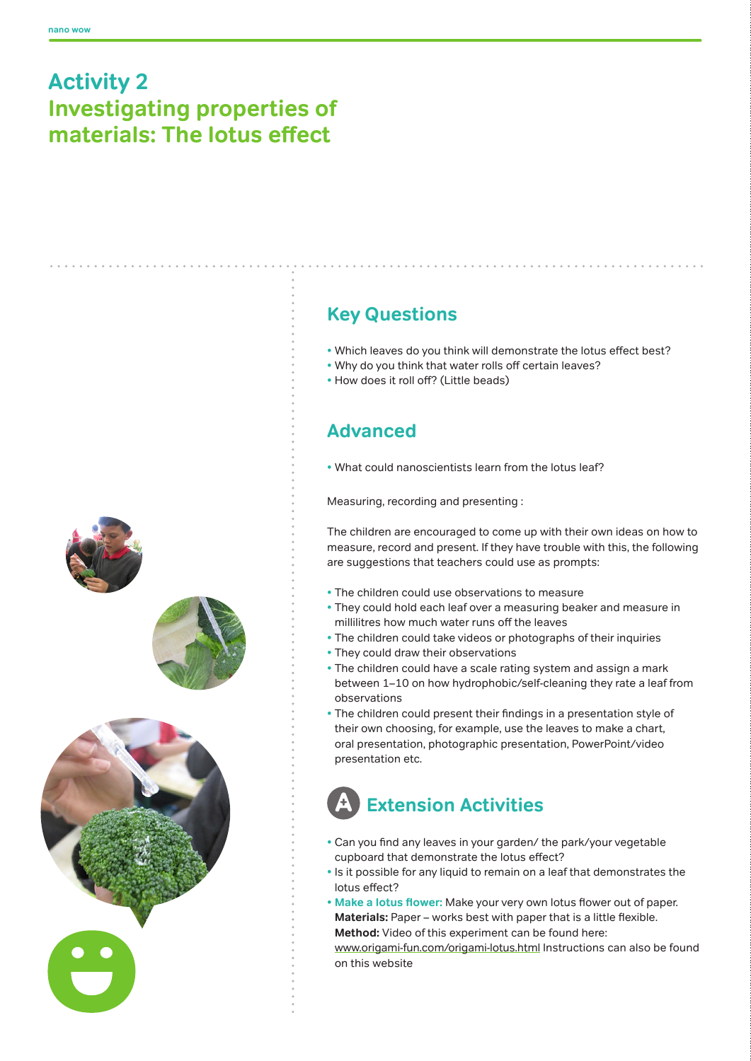# Activity 2
# Investigating properties of materials: The lotus effect

## Key Questions

- Which leaves do you think will demonstrate the lotus effect best?
- Why do you think that water rolls off certain leaves?
- How does it roll off? (Little beads)

## Advanced

- What could nanoscientists learn from the lotus leaf?

Measuring, recording and presenting :

The children are encouraged to come up with their own ideas on how to measure, record and present. If they have trouble with this, the following are suggestions that teachers could use as prompts:

- The children could use observations to measure
- They could hold each leaf over a measuring beaker and measure in millilitres how much water runs off the leaves
- The children could take videos or photographs of their inquiries
- They could draw their observations
- The children could have a scale rating system and assign a mark between 1–10 on how hydrophobic/self-cleaning they rate a leaf from observations
- The children could present their findings in a presentation style of their own choosing, for example, use the leaves to make a chart, oral presentation, photographic presentation, PowerPoint/video presentation etc.

## Extension Activities

- Can you find any leaves in your garden/ the park/your vegetable cupboard that demonstrate the lotus effect?
- Is it possible for any liquid to remain on a leaf that demonstrates the lotus effect?
- **Make a lotus flower:** Make your very own lotus flower out of paper.
  **Materials:** Paper – works best with paper that is a little flexible.
  **Method:** Video of this experiment can be found here: www.origami-fun.com/origami-lotus.html Instructions can also be found on this website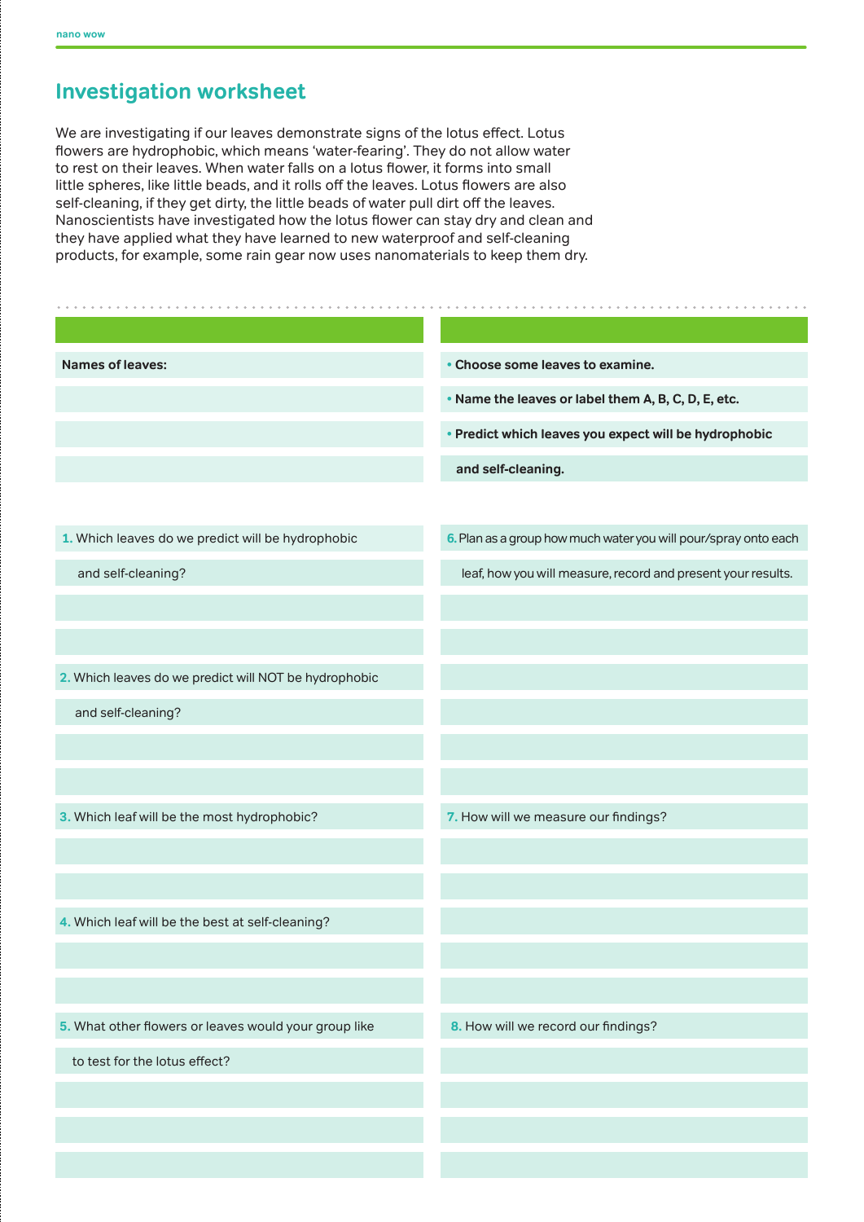## Investigation worksheet

We are investigating if our leaves demonstrate signs of the lotus effect. Lotus flowers are hydrophobic, which means 'water-fearing'. They do not allow water to rest on their leaves. When water falls on a lotus flower, it forms into small little spheres, like little beads, and it rolls off the leaves. Lotus flowers are also self-cleaning, if they get dirty, the little beads of water pull dirt off the leaves. Nanoscientists have investigated how the lotus flower can stay dry and clean and they have applied what they have learned to new waterproof and self-cleaning products, for example, some rain gear now uses nanomaterials to keep them dry.

**Names of leaves:**

- **Choose some leaves to examine.**
- **Name the leaves or label them A, B, C, D, E, etc.**
- **Predict which leaves you expect will be hydrophobic and self-cleaning.**

1. Which leaves do we predict will be hydrophobic and self-cleaning?

2. Which leaves do we predict will NOT be hydrophobic and self-cleaning?

3. Which leaf will be the most hydrophobic?

4. Which leaf will be the best at self-cleaning?

5. What other flowers or leaves would your group like to test for the lotus effect?

6. Plan as a group how much water you will pour/spray onto each leaf, how you will measure, record and present your results.

7. How will we measure our findings?

8. How will we record our findings?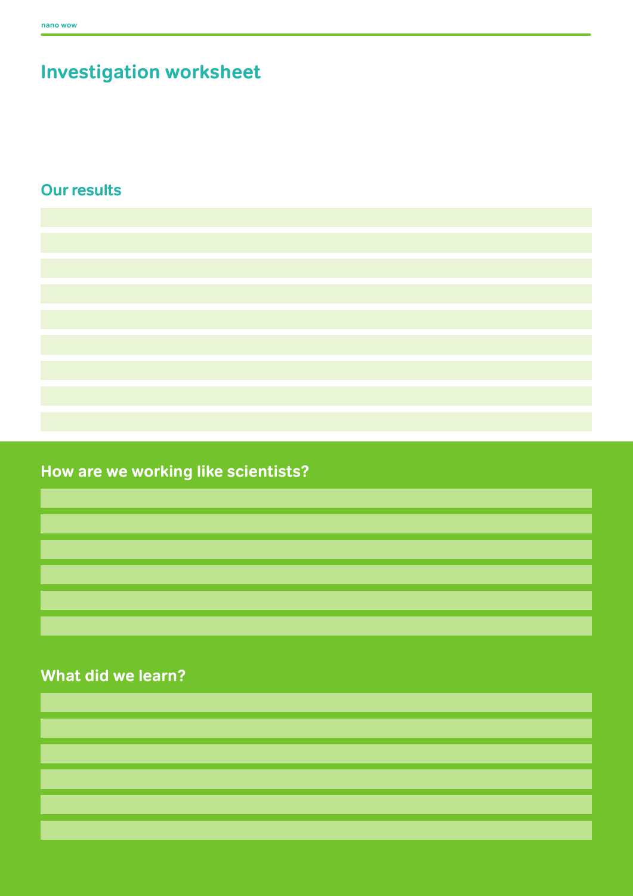# Investigation worksheet

## Our results

## How are we working like scientists?

## What did we learn?